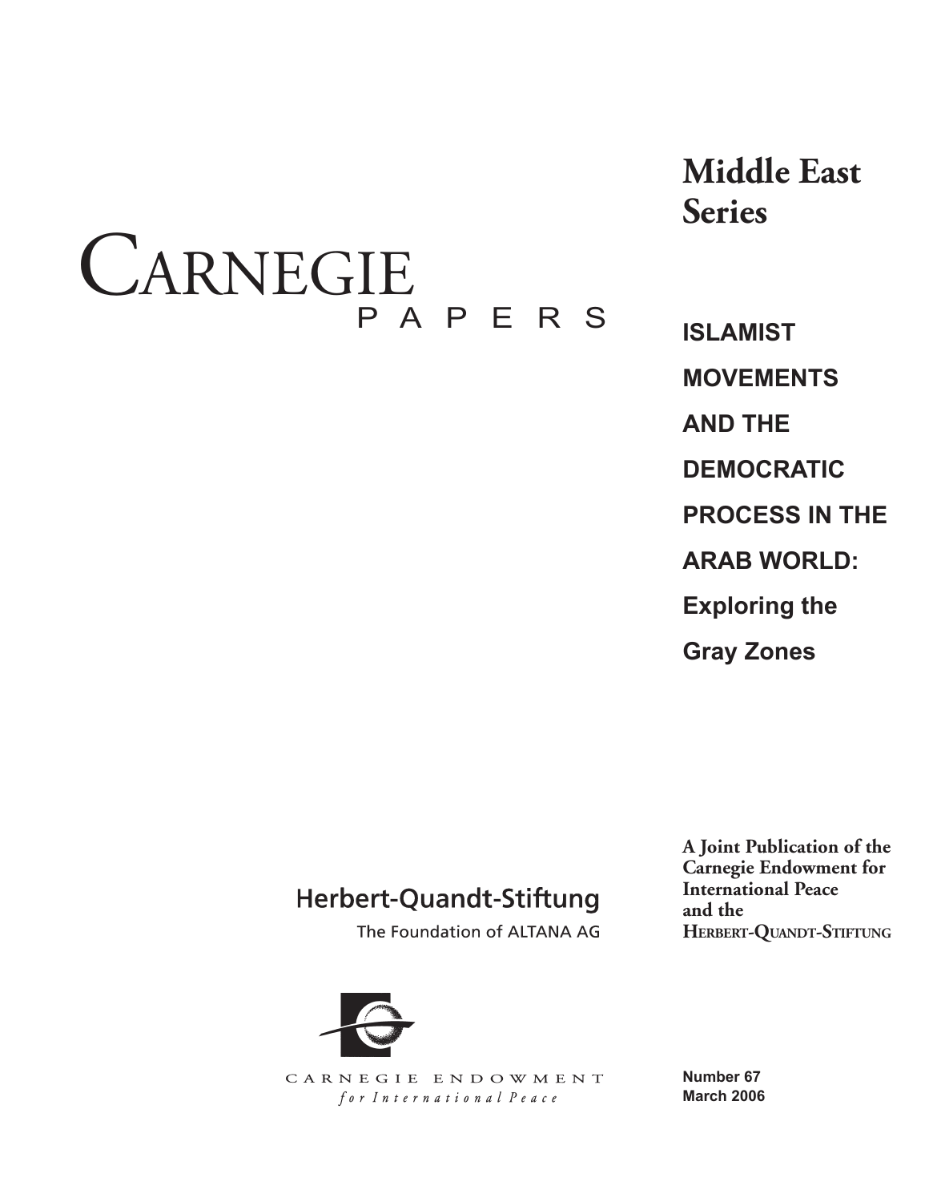# CARNEGIE PAPERS

## Middle East Series

# ISLAMIST MOVEMENTS AND THE DEMOCRATIC PROCESS IN THE ARAB WORLD: Exploring the Gray Zones

Herbert-Quandt-Stiftung

The Foundation of ALTANA AG

**A Joint Publication of the Carnegie Endowment for International Peace and the HERBERT-QUANDT-STIFTUNG**

CARNEGIE ENDOWMENT *for International Peace*

**Number 67**
**March 2006**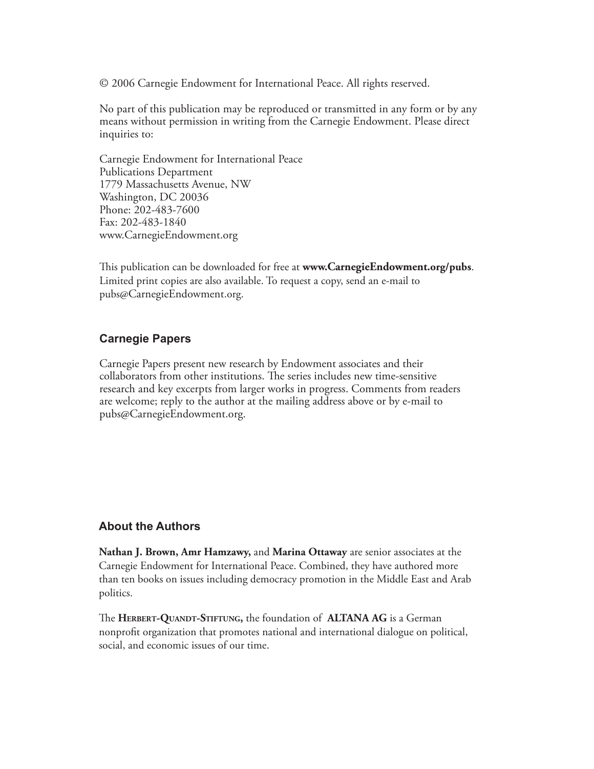© 2006 Carnegie Endowment for International Peace. All rights reserved.

No part of this publication may be reproduced or transmitted in any form or by any means without permission in writing from the Carnegie Endowment. Please direct inquiries to:

Carnegie Endowment for International Peace
Publications Department
1779 Massachusetts Avenue, NW
Washington, DC 20036
Phone: 202-483-7600
Fax: 202-483-1840
www.CarnegieEndowment.org

This publication can be downloaded for free at **www.CarnegieEndowment.org/pubs**. Limited print copies are also available. To request a copy, send an e-mail to pubs@CarnegieEndowment.org.

## Carnegie Papers

Carnegie Papers present new research by Endowment associates and their collaborators from other institutions. The series includes new time-sensitive research and key excerpts from larger works in progress. Comments from readers are welcome; reply to the author at the mailing address above or by e-mail to pubs@CarnegieEndowment.org.

## About the Authors

**Nathan J. Brown, Amr Hamzawy,** and **Marina Ottaway** are senior associates at the Carnegie Endowment for International Peace. Combined, they have authored more than ten books on issues including democracy promotion in the Middle East and Arab politics.

The **Herbert-Quandt-Stiftung,** the foundation of **ALTANA AG** is a German nonprofit organization that promotes national and international dialogue on political, social, and economic issues of our time.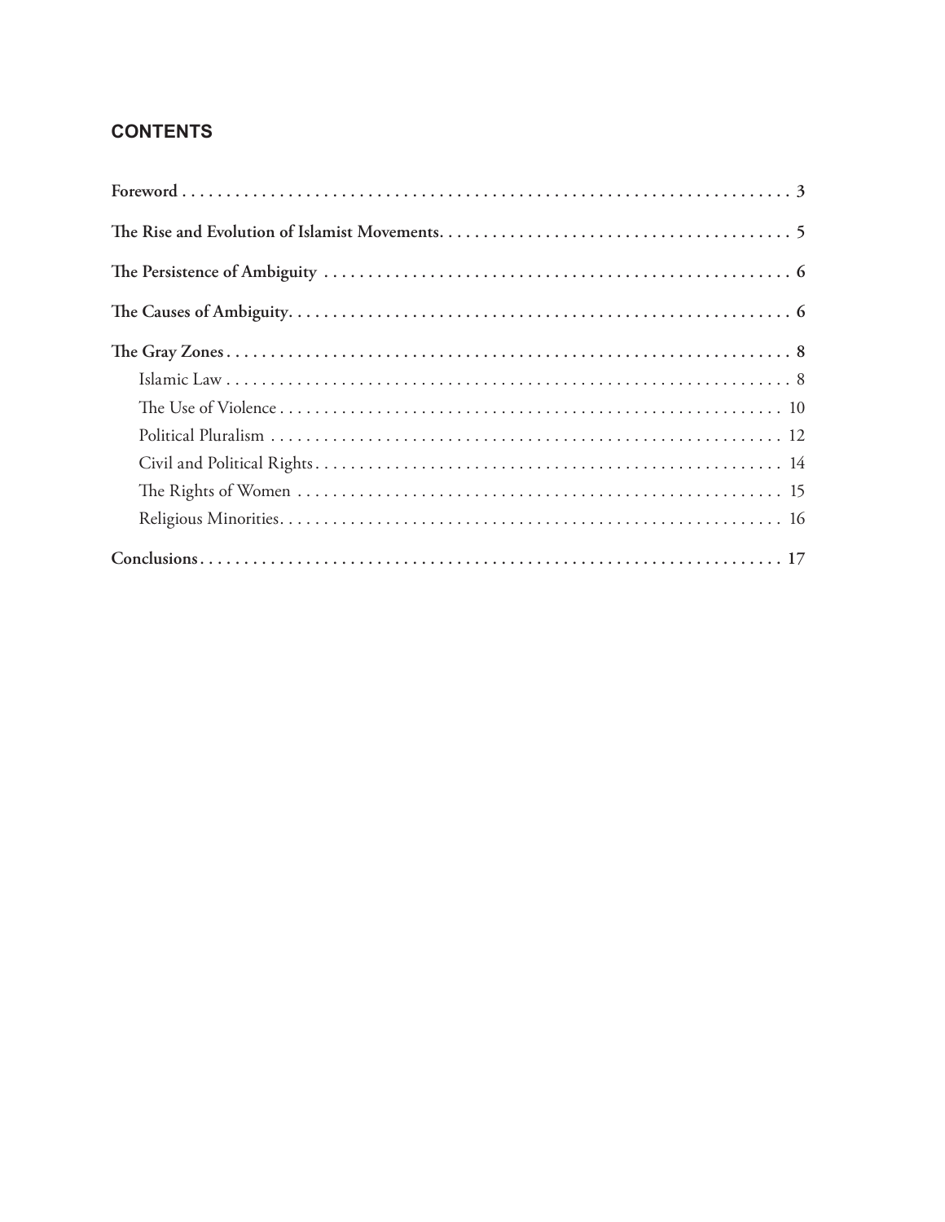## CONTENTS

**Foreword** . . . . . . . . . . . . . . . . . . . . . . . . . . . . . . . . . . . . . . . . . . . . . . . . . . . . . . . . . . . . . . . . . . . . **3**

**The Rise and Evolution of Islamist Movements** . . . . . . . . . . . . . . . . . . . . . . . . . . . . . . . . . . . . . . . . **5**

**The Persistence of Ambiguity** . . . . . . . . . . . . . . . . . . . . . . . . . . . . . . . . . . . . . . . . . . . . . . . . . . . . . **6**

**The Causes of Ambiguity** . . . . . . . . . . . . . . . . . . . . . . . . . . . . . . . . . . . . . . . . . . . . . . . . . . . . . . . . **6**

**The Gray Zones** . . . . . . . . . . . . . . . . . . . . . . . . . . . . . . . . . . . . . . . . . . . . . . . . . . . . . . . . . . . . . . . . . **8**

- Islamic Law . . . . . . . . . . . . . . . . . . . . . . . . . . . . . . . . . . . . . . . . . . . . . . . . . . . . . . . . . . . . . . . . 8
- The Use of Violence . . . . . . . . . . . . . . . . . . . . . . . . . . . . . . . . . . . . . . . . . . . . . . . . . . . . . . . . . . 10
- Political Pluralism . . . . . . . . . . . . . . . . . . . . . . . . . . . . . . . . . . . . . . . . . . . . . . . . . . . . . . . . . . . 12
- Civil and Political Rights . . . . . . . . . . . . . . . . . . . . . . . . . . . . . . . . . . . . . . . . . . . . . . . . . . . . . . 14
- The Rights of Women . . . . . . . . . . . . . . . . . . . . . . . . . . . . . . . . . . . . . . . . . . . . . . . . . . . . . . . . 15
- Religious Minorities . . . . . . . . . . . . . . . . . . . . . . . . . . . . . . . . . . . . . . . . . . . . . . . . . . . . . . . . . 16

**Conclusions** . . . . . . . . . . . . . . . . . . . . . . . . . . . . . . . . . . . . . . . . . . . . . . . . . . . . . . . . . . . . . . . . . . **17**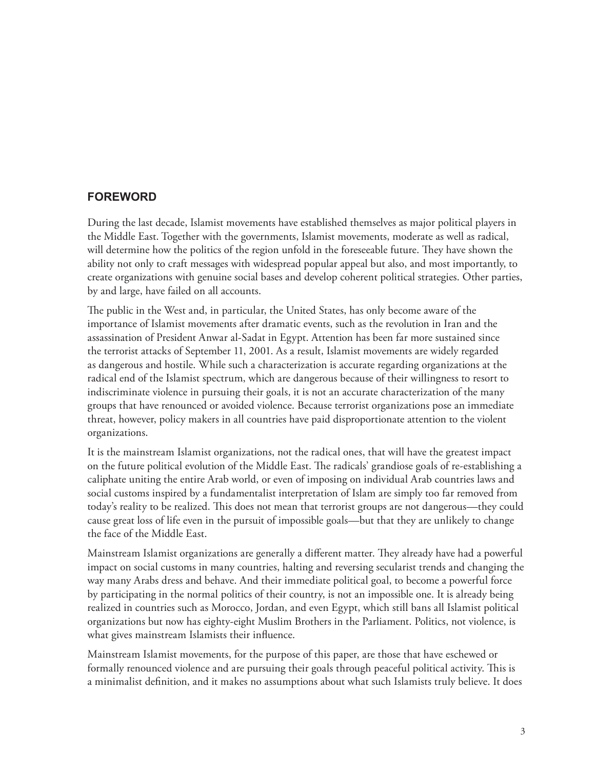## FOREWORD

During the last decade, Islamist movements have established themselves as major political players in the Middle East. Together with the governments, Islamist movements, moderate as well as radical, will determine how the politics of the region unfold in the foreseeable future. They have shown the ability not only to craft messages with widespread popular appeal but also, and most importantly, to create organizations with genuine social bases and develop coherent political strategies. Other parties, by and large, have failed on all accounts.

The public in the West and, in particular, the United States, has only become aware of the importance of Islamist movements after dramatic events, such as the revolution in Iran and the assassination of President Anwar al-Sadat in Egypt. Attention has been far more sustained since the terrorist attacks of September 11, 2001. As a result, Islamist movements are widely regarded as dangerous and hostile. While such a characterization is accurate regarding organizations at the radical end of the Islamist spectrum, which are dangerous because of their willingness to resort to indiscriminate violence in pursuing their goals, it is not an accurate characterization of the many groups that have renounced or avoided violence. Because terrorist organizations pose an immediate threat, however, policy makers in all countries have paid disproportionate attention to the violent organizations.

It is the mainstream Islamist organizations, not the radical ones, that will have the greatest impact on the future political evolution of the Middle East. The radicals' grandiose goals of re-establishing a caliphate uniting the entire Arab world, or even of imposing on individual Arab countries laws and social customs inspired by a fundamentalist interpretation of Islam are simply too far removed from today's reality to be realized. This does not mean that terrorist groups are not dangerous—they could cause great loss of life even in the pursuit of impossible goals—but that they are unlikely to change the face of the Middle East.

Mainstream Islamist organizations are generally a different matter. They already have had a powerful impact on social customs in many countries, halting and reversing secularist trends and changing the way many Arabs dress and behave. And their immediate political goal, to become a powerful force by participating in the normal politics of their country, is not an impossible one. It is already being realized in countries such as Morocco, Jordan, and even Egypt, which still bans all Islamist political organizations but now has eighty-eight Muslim Brothers in the Parliament. Politics, not violence, is what gives mainstream Islamists their influence.

Mainstream Islamist movements, for the purpose of this paper, are those that have eschewed or formally renounced violence and are pursuing their goals through peaceful political activity. This is a minimalist definition, and it makes no assumptions about what such Islamists truly believe. It does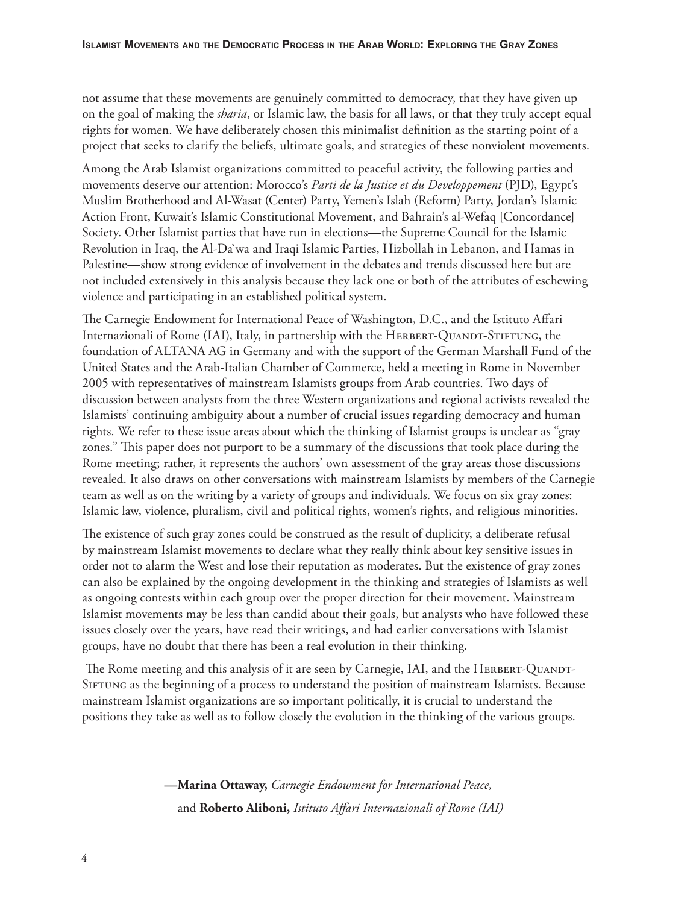not assume that these movements are genuinely committed to democracy, that they have given up on the goal of making the *sharia*, or Islamic law, the basis for all laws, or that they truly accept equal rights for women. We have deliberately chosen this minimalist definition as the starting point of a project that seeks to clarify the beliefs, ultimate goals, and strategies of these nonviolent movements.

Among the Arab Islamist organizations committed to peaceful activity, the following parties and movements deserve our attention: Morocco's *Parti de la Justice et du Developpement* (PJD), Egypt's Muslim Brotherhood and Al-Wasat (Center) Party, Yemen's Islah (Reform) Party, Jordan's Islamic Action Front, Kuwait's Islamic Constitutional Movement, and Bahrain's al-Wefaq [Concordance] Society. Other Islamist parties that have run in elections—the Supreme Council for the Islamic Revolution in Iraq, the Al-Da`wa and Iraqi Islamic Parties, Hizbollah in Lebanon, and Hamas in Palestine—show strong evidence of involvement in the debates and trends discussed here but are not included extensively in this analysis because they lack one or both of the attributes of eschewing violence and participating in an established political system.

The Carnegie Endowment for International Peace of Washington, D.C., and the Istituto Affari Internazionali of Rome (IAI), Italy, in partnership with the Herbert-Quandt-Stiftung, the foundation of ALTANA AG in Germany and with the support of the German Marshall Fund of the United States and the Arab-Italian Chamber of Commerce, held a meeting in Rome in November 2005 with representatives of mainstream Islamists groups from Arab countries. Two days of discussion between analysts from the three Western organizations and regional activists revealed the Islamists' continuing ambiguity about a number of crucial issues regarding democracy and human rights. We refer to these issue areas about which the thinking of Islamist groups is unclear as "gray zones." This paper does not purport to be a summary of the discussions that took place during the Rome meeting; rather, it represents the authors' own assessment of the gray areas those discussions revealed. It also draws on other conversations with mainstream Islamists by members of the Carnegie team as well as on the writing by a variety of groups and individuals. We focus on six gray zones: Islamic law, violence, pluralism, civil and political rights, women's rights, and religious minorities.

The existence of such gray zones could be construed as the result of duplicity, a deliberate refusal by mainstream Islamist movements to declare what they really think about key sensitive issues in order not to alarm the West and lose their reputation as moderates. But the existence of gray zones can also be explained by the ongoing development in the thinking and strategies of Islamists as well as ongoing contests within each group over the proper direction for their movement. Mainstream Islamist movements may be less than candid about their goals, but analysts who have followed these issues closely over the years, have read their writings, and had earlier conversations with Islamist groups, have no doubt that there has been a real evolution in their thinking.

The Rome meeting and this analysis of it are seen by Carnegie, IAI, and the Herbert-Quandt-Siftung as the beginning of a process to understand the position of mainstream Islamists. Because mainstream Islamist organizations are so important politically, it is crucial to understand the positions they take as well as to follow closely the evolution in the thinking of the various groups.

—**Marina Ottaway,** *Carnegie Endowment for International Peace,*
and **Roberto Aliboni,** *Istituto Affari Internazionali of Rome (IAI)*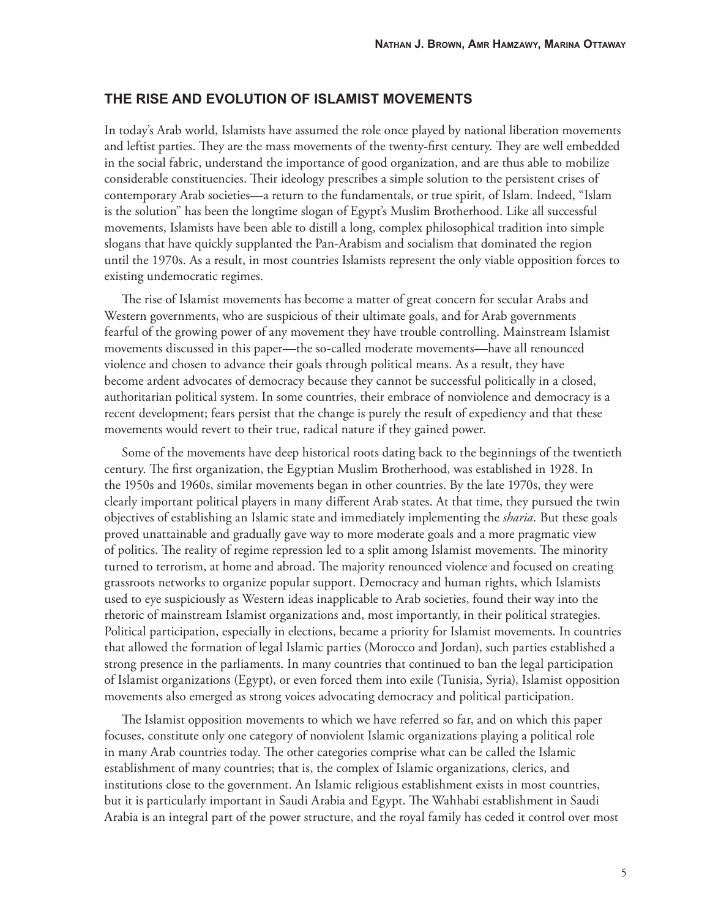## THE RISE AND EVOLUTION OF ISLAMIST MOVEMENTS

In today's Arab world, Islamists have assumed the role once played by national liberation movements and leftist parties. They are the mass movements of the twenty-first century. They are well embedded in the social fabric, understand the importance of good organization, and are thus able to mobilize considerable constituencies. Their ideology prescribes a simple solution to the persistent crises of contemporary Arab societies—a return to the fundamentals, or true spirit, of Islam. Indeed, "Islam is the solution" has been the longtime slogan of Egypt's Muslim Brotherhood. Like all successful movements, Islamists have been able to distill a long, complex philosophical tradition into simple slogans that have quickly supplanted the Pan-Arabism and socialism that dominated the region until the 1970s. As a result, in most countries Islamists represent the only viable opposition forces to existing undemocratic regimes.

The rise of Islamist movements has become a matter of great concern for secular Arabs and Western governments, who are suspicious of their ultimate goals, and for Arab governments fearful of the growing power of any movement they have trouble controlling. Mainstream Islamist movements discussed in this paper—the so-called moderate movements—have all renounced violence and chosen to advance their goals through political means. As a result, they have become ardent advocates of democracy because they cannot be successful politically in a closed, authoritarian political system. In some countries, their embrace of nonviolence and democracy is a recent development; fears persist that the change is purely the result of expediency and that these movements would revert to their true, radical nature if they gained power.

Some of the movements have deep historical roots dating back to the beginnings of the twentieth century. The first organization, the Egyptian Muslim Brotherhood, was established in 1928. In the 1950s and 1960s, similar movements began in other countries. By the late 1970s, they were clearly important political players in many different Arab states. At that time, they pursued the twin objectives of establishing an Islamic state and immediately implementing the *sharia.* But these goals proved unattainable and gradually gave way to more moderate goals and a more pragmatic view of politics. The reality of regime repression led to a split among Islamist movements. The minority turned to terrorism, at home and abroad. The majority renounced violence and focused on creating grassroots networks to organize popular support. Democracy and human rights, which Islamists used to eye suspiciously as Western ideas inapplicable to Arab societies, found their way into the rhetoric of mainstream Islamist organizations and, most importantly, in their political strategies. Political participation, especially in elections, became a priority for Islamist movements. In countries that allowed the formation of legal Islamic parties (Morocco and Jordan), such parties established a strong presence in the parliaments. In many countries that continued to ban the legal participation of Islamist organizations (Egypt), or even forced them into exile (Tunisia, Syria), Islamist opposition movements also emerged as strong voices advocating democracy and political participation.

The Islamist opposition movements to which we have referred so far, and on which this paper focuses, constitute only one category of nonviolent Islamic organizations playing a political role in many Arab countries today. The other categories comprise what can be called the Islamic establishment of many countries; that is, the complex of Islamic organizations, clerics, and institutions close to the government. An Islamic religious establishment exists in most countries, but it is particularly important in Saudi Arabia and Egypt. The Wahhabi establishment in Saudi Arabia is an integral part of the power structure, and the royal family has ceded it control over most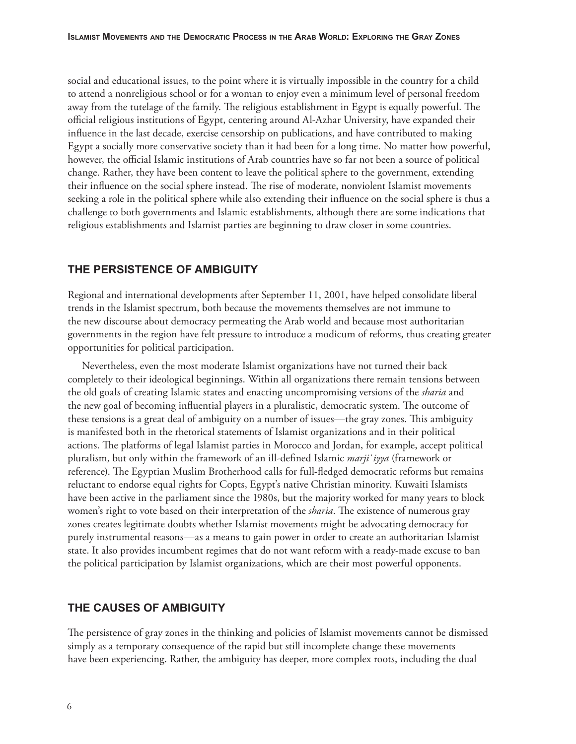social and educational issues, to the point where it is virtually impossible in the country for a child to attend a nonreligious school or for a woman to enjoy even a minimum level of personal freedom away from the tutelage of the family. The religious establishment in Egypt is equally powerful. The official religious institutions of Egypt, centering around Al-Azhar University, have expanded their influence in the last decade, exercise censorship on publications, and have contributed to making Egypt a socially more conservative society than it had been for a long time. No matter how powerful, however, the official Islamic institutions of Arab countries have so far not been a source of political change. Rather, they have been content to leave the political sphere to the government, extending their influence on the social sphere instead. The rise of moderate, nonviolent Islamist movements seeking a role in the political sphere while also extending their influence on the social sphere is thus a challenge to both governments and Islamic establishments, although there are some indications that religious establishments and Islamist parties are beginning to draw closer in some countries.

## THE PERSISTENCE OF AMBIGUITY

Regional and international developments after September 11, 2001, have helped consolidate liberal trends in the Islamist spectrum, both because the movements themselves are not immune to the new discourse about democracy permeating the Arab world and because most authoritarian governments in the region have felt pressure to introduce a modicum of reforms, thus creating greater opportunities for political participation.

Nevertheless, even the most moderate Islamist organizations have not turned their back completely to their ideological beginnings. Within all organizations there remain tensions between the old goals of creating Islamic states and enacting uncompromising versions of the *sharia* and the new goal of becoming influential players in a pluralistic, democratic system. The outcome of these tensions is a great deal of ambiguity on a number of issues—the gray zones. This ambiguity is manifested both in the rhetorical statements of Islamist organizations and in their political actions. The platforms of legal Islamist parties in Morocco and Jordan, for example, accept political pluralism, but only within the framework of an ill-defined Islamic *marji`iyya* (framework or reference). The Egyptian Muslim Brotherhood calls for full-fledged democratic reforms but remains reluctant to endorse equal rights for Copts, Egypt's native Christian minority. Kuwaiti Islamists have been active in the parliament since the 1980s, but the majority worked for many years to block women's right to vote based on their interpretation of the *sharia*. The existence of numerous gray zones creates legitimate doubts whether Islamist movements might be advocating democracy for purely instrumental reasons—as a means to gain power in order to create an authoritarian Islamist state. It also provides incumbent regimes that do not want reform with a ready-made excuse to ban the political participation by Islamist organizations, which are their most powerful opponents.

## THE CAUSES OF AMBIGUITY

The persistence of gray zones in the thinking and policies of Islamist movements cannot be dismissed simply as a temporary consequence of the rapid but still incomplete change these movements have been experiencing. Rather, the ambiguity has deeper, more complex roots, including the dual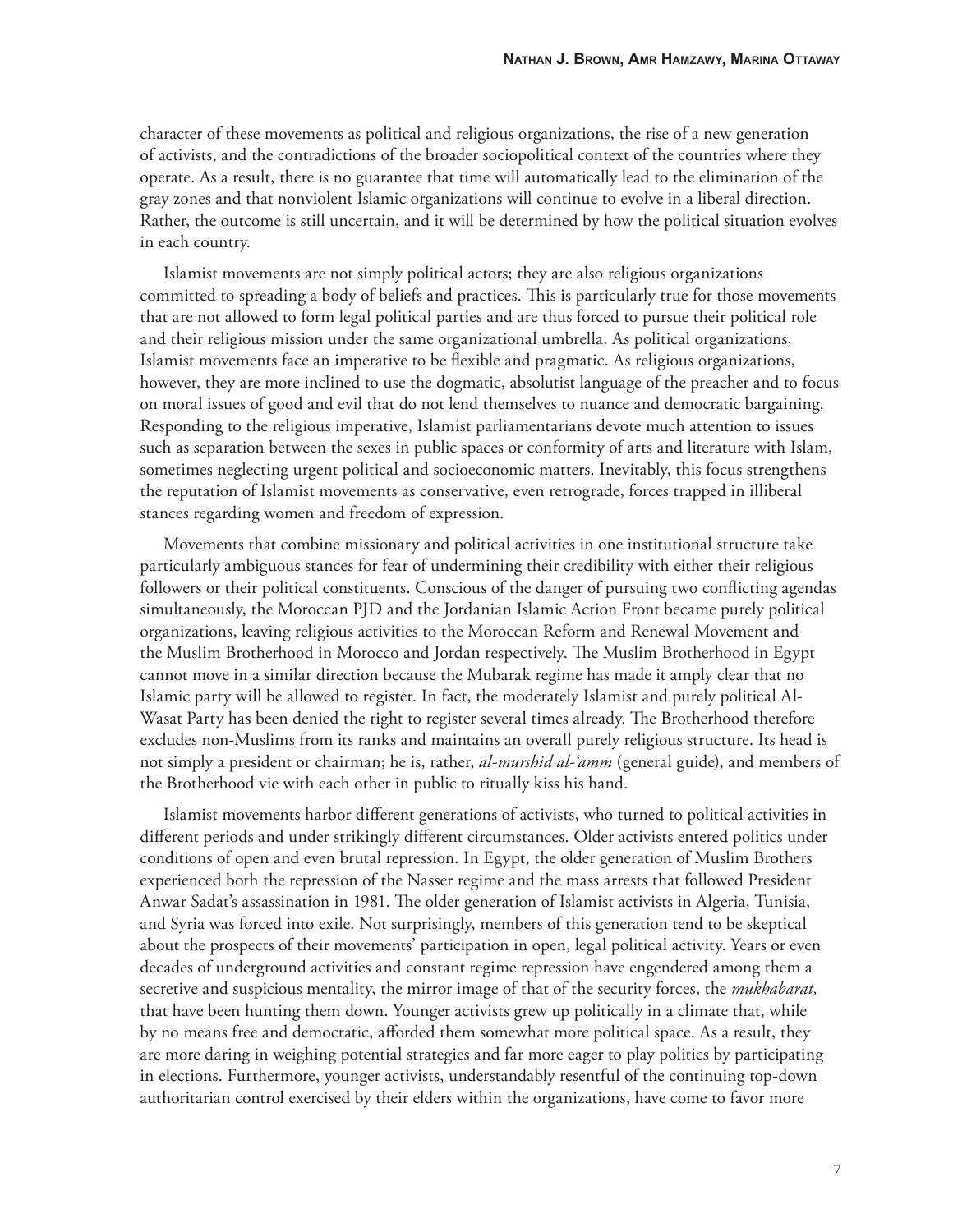character of these movements as political and religious organizations, the rise of a new generation of activists, and the contradictions of the broader sociopolitical context of the countries where they operate. As a result, there is no guarantee that time will automatically lead to the elimination of the gray zones and that nonviolent Islamic organizations will continue to evolve in a liberal direction. Rather, the outcome is still uncertain, and it will be determined by how the political situation evolves in each country.

Islamist movements are not simply political actors; they are also religious organizations committed to spreading a body of beliefs and practices. This is particularly true for those movements that are not allowed to form legal political parties and are thus forced to pursue their political role and their religious mission under the same organizational umbrella. As political organizations, Islamist movements face an imperative to be flexible and pragmatic. As religious organizations, however, they are more inclined to use the dogmatic, absolutist language of the preacher and to focus on moral issues of good and evil that do not lend themselves to nuance and democratic bargaining. Responding to the religious imperative, Islamist parliamentarians devote much attention to issues such as separation between the sexes in public spaces or conformity of arts and literature with Islam, sometimes neglecting urgent political and socioeconomic matters. Inevitably, this focus strengthens the reputation of Islamist movements as conservative, even retrograde, forces trapped in illiberal stances regarding women and freedom of expression.

Movements that combine missionary and political activities in one institutional structure take particularly ambiguous stances for fear of undermining their credibility with either their religious followers or their political constituents. Conscious of the danger of pursuing two conflicting agendas simultaneously, the Moroccan PJD and the Jordanian Islamic Action Front became purely political organizations, leaving religious activities to the Moroccan Reform and Renewal Movement and the Muslim Brotherhood in Morocco and Jordan respectively. The Muslim Brotherhood in Egypt cannot move in a similar direction because the Mubarak regime has made it amply clear that no Islamic party will be allowed to register. In fact, the moderately Islamist and purely political Al-Wasat Party has been denied the right to register several times already. The Brotherhood therefore excludes non-Muslims from its ranks and maintains an overall purely religious structure. Its head is not simply a president or chairman; he is, rather, *al-murshid al-'amm* (general guide), and members of the Brotherhood vie with each other in public to ritually kiss his hand.

Islamist movements harbor different generations of activists, who turned to political activities in different periods and under strikingly different circumstances. Older activists entered politics under conditions of open and even brutal repression. In Egypt, the older generation of Muslim Brothers experienced both the repression of the Nasser regime and the mass arrests that followed President Anwar Sadat's assassination in 1981. The older generation of Islamist activists in Algeria, Tunisia, and Syria was forced into exile. Not surprisingly, members of this generation tend to be skeptical about the prospects of their movements' participation in open, legal political activity. Years or even decades of underground activities and constant regime repression have engendered among them a secretive and suspicious mentality, the mirror image of that of the security forces, the *mukhabarat,* that have been hunting them down. Younger activists grew up politically in a climate that, while by no means free and democratic, afforded them somewhat more political space. As a result, they are more daring in weighing potential strategies and far more eager to play politics by participating in elections. Furthermore, younger activists, understandably resentful of the continuing top-down authoritarian control exercised by their elders within the organizations, have come to favor more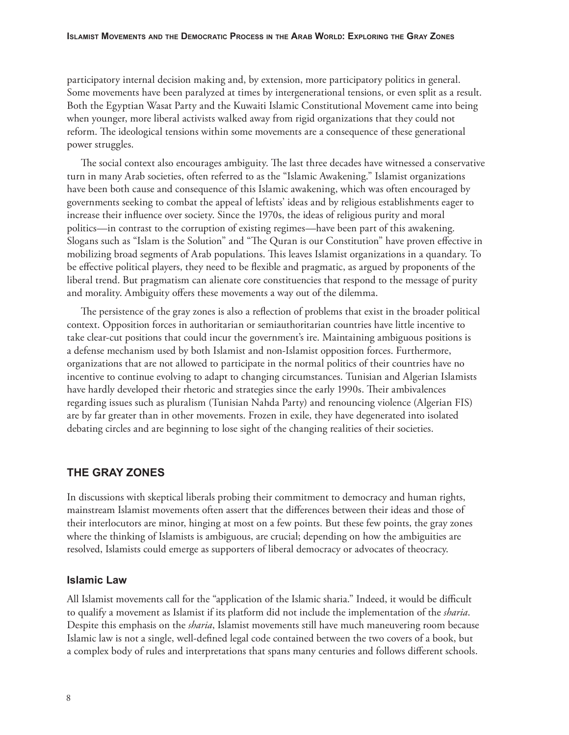participatory internal decision making and, by extension, more participatory politics in general. Some movements have been paralyzed at times by intergenerational tensions, or even split as a result. Both the Egyptian Wasat Party and the Kuwaiti Islamic Constitutional Movement came into being when younger, more liberal activists walked away from rigid organizations that they could not reform. The ideological tensions within some movements are a consequence of these generational power struggles.

The social context also encourages ambiguity. The last three decades have witnessed a conservative turn in many Arab societies, often referred to as the "Islamic Awakening." Islamist organizations have been both cause and consequence of this Islamic awakening, which was often encouraged by governments seeking to combat the appeal of leftists' ideas and by religious establishments eager to increase their influence over society. Since the 1970s, the ideas of religious purity and moral politics—in contrast to the corruption of existing regimes—have been part of this awakening. Slogans such as "Islam is the Solution" and "The Quran is our Constitution" have proven effective in mobilizing broad segments of Arab populations. This leaves Islamist organizations in a quandary. To be effective political players, they need to be flexible and pragmatic, as argued by proponents of the liberal trend. But pragmatism can alienate core constituencies that respond to the message of purity and morality. Ambiguity offers these movements a way out of the dilemma.

The persistence of the gray zones is also a reflection of problems that exist in the broader political context. Opposition forces in authoritarian or semiauthoritarian countries have little incentive to take clear-cut positions that could incur the government's ire. Maintaining ambiguous positions is a defense mechanism used by both Islamist and non-Islamist opposition forces. Furthermore, organizations that are not allowed to participate in the normal politics of their countries have no incentive to continue evolving to adapt to changing circumstances. Tunisian and Algerian Islamists have hardly developed their rhetoric and strategies since the early 1990s. Their ambivalences regarding issues such as pluralism (Tunisian Nahda Party) and renouncing violence (Algerian FIS) are by far greater than in other movements. Frozen in exile, they have degenerated into isolated debating circles and are beginning to lose sight of the changing realities of their societies.

## THE GRAY ZONES

In discussions with skeptical liberals probing their commitment to democracy and human rights, mainstream Islamist movements often assert that the differences between their ideas and those of their interlocutors are minor, hinging at most on a few points. But these few points, the gray zones where the thinking of Islamists is ambiguous, are crucial; depending on how the ambiguities are resolved, Islamists could emerge as supporters of liberal democracy or advocates of theocracy.

### Islamic Law

All Islamist movements call for the "application of the Islamic sharia." Indeed, it would be difficult to qualify a movement as Islamist if its platform did not include the implementation of the *sharia*. Despite this emphasis on the *sharia*, Islamist movements still have much maneuvering room because Islamic law is not a single, well-defined legal code contained between the two covers of a book, but a complex body of rules and interpretations that spans many centuries and follows different schools.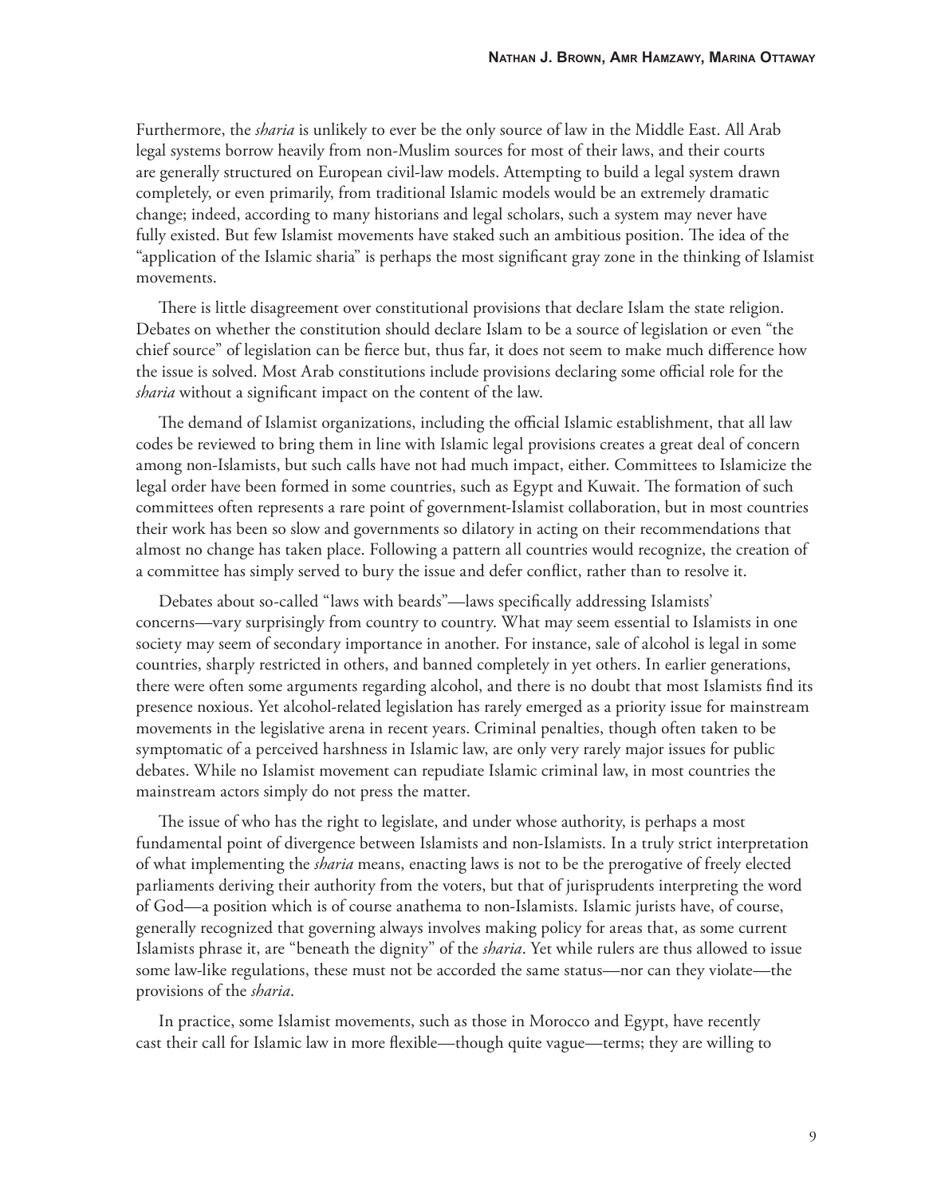Furthermore, the *sharia* is unlikely to ever be the only source of law in the Middle East. All Arab legal systems borrow heavily from non-Muslim sources for most of their laws, and their courts are generally structured on European civil-law models. Attempting to build a legal system drawn completely, or even primarily, from traditional Islamic models would be an extremely dramatic change; indeed, according to many historians and legal scholars, such a system may never have fully existed. But few Islamist movements have staked such an ambitious position. The idea of the "application of the Islamic sharia" is perhaps the most significant gray zone in the thinking of Islamist movements.

There is little disagreement over constitutional provisions that declare Islam the state religion. Debates on whether the constitution should declare Islam to be a source of legislation or even "the chief source" of legislation can be fierce but, thus far, it does not seem to make much difference how the issue is solved. Most Arab constitutions include provisions declaring some official role for the *sharia* without a significant impact on the content of the law.

The demand of Islamist organizations, including the official Islamic establishment, that all law codes be reviewed to bring them in line with Islamic legal provisions creates a great deal of concern among non-Islamists, but such calls have not had much impact, either. Committees to Islamicize the legal order have been formed in some countries, such as Egypt and Kuwait. The formation of such committees often represents a rare point of government-Islamist collaboration, but in most countries their work has been so slow and governments so dilatory in acting on their recommendations that almost no change has taken place. Following a pattern all countries would recognize, the creation of a committee has simply served to bury the issue and defer conflict, rather than to resolve it.

Debates about so-called "laws with beards"—laws specifically addressing Islamists' concerns—vary surprisingly from country to country. What may seem essential to Islamists in one society may seem of secondary importance in another. For instance, sale of alcohol is legal in some countries, sharply restricted in others, and banned completely in yet others. In earlier generations, there were often some arguments regarding alcohol, and there is no doubt that most Islamists find its presence noxious. Yet alcohol-related legislation has rarely emerged as a priority issue for mainstream movements in the legislative arena in recent years. Criminal penalties, though often taken to be symptomatic of a perceived harshness in Islamic law, are only very rarely major issues for public debates. While no Islamist movement can repudiate Islamic criminal law, in most countries the mainstream actors simply do not press the matter.

The issue of who has the right to legislate, and under whose authority, is perhaps a most fundamental point of divergence between Islamists and non-Islamists. In a truly strict interpretation of what implementing the *sharia* means, enacting laws is not to be the prerogative of freely elected parliaments deriving their authority from the voters, but that of jurisprudents interpreting the word of God—a position which is of course anathema to non-Islamists. Islamic jurists have, of course, generally recognized that governing always involves making policy for areas that, as some current Islamists phrase it, are "beneath the dignity" of the *sharia*. Yet while rulers are thus allowed to issue some law-like regulations, these must not be accorded the same status—nor can they violate—the provisions of the *sharia*.

In practice, some Islamist movements, such as those in Morocco and Egypt, have recently cast their call for Islamic law in more flexible—though quite vague—terms; they are willing to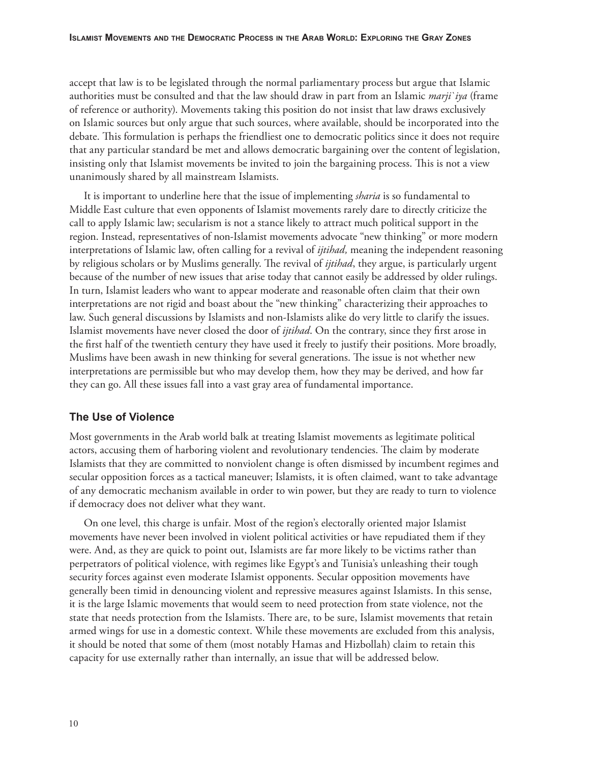accept that law is to be legislated through the normal parliamentary process but argue that Islamic authorities must be consulted and that the law should draw in part from an Islamic *marji`iya* (frame of reference or authority). Movements taking this position do not insist that law draws exclusively on Islamic sources but only argue that such sources, where available, should be incorporated into the debate. This formulation is perhaps the friendliest one to democratic politics since it does not require that any particular standard be met and allows democratic bargaining over the content of legislation, insisting only that Islamist movements be invited to join the bargaining process. This is not a view unanimously shared by all mainstream Islamists.

It is important to underline here that the issue of implementing *sharia* is so fundamental to Middle East culture that even opponents of Islamist movements rarely dare to directly criticize the call to apply Islamic law; secularism is not a stance likely to attract much political support in the region. Instead, representatives of non-Islamist movements advocate "new thinking" or more modern interpretations of Islamic law, often calling for a revival of *ijtihad,* meaning the independent reasoning by religious scholars or by Muslims generally. The revival of *ijtihad*, they argue, is particularly urgent because of the number of new issues that arise today that cannot easily be addressed by older rulings. In turn, Islamist leaders who want to appear moderate and reasonable often claim that their own interpretations are not rigid and boast about the "new thinking" characterizing their approaches to law. Such general discussions by Islamists and non-Islamists alike do very little to clarify the issues. Islamist movements have never closed the door of *ijtihad*. On the contrary, since they first arose in the first half of the twentieth century they have used it freely to justify their positions. More broadly, Muslims have been awash in new thinking for several generations. The issue is not whether new interpretations are permissible but who may develop them, how they may be derived, and how far they can go. All these issues fall into a vast gray area of fundamental importance.

### The Use of Violence

Most governments in the Arab world balk at treating Islamist movements as legitimate political actors, accusing them of harboring violent and revolutionary tendencies. The claim by moderate Islamists that they are committed to nonviolent change is often dismissed by incumbent regimes and secular opposition forces as a tactical maneuver; Islamists, it is often claimed, want to take advantage of any democratic mechanism available in order to win power, but they are ready to turn to violence if democracy does not deliver what they want.

On one level, this charge is unfair. Most of the region's electorally oriented major Islamist movements have never been involved in violent political activities or have repudiated them if they were. And, as they are quick to point out, Islamists are far more likely to be victims rather than perpetrators of political violence, with regimes like Egypt's and Tunisia's unleashing their tough security forces against even moderate Islamist opponents. Secular opposition movements have generally been timid in denouncing violent and repressive measures against Islamists. In this sense, it is the large Islamic movements that would seem to need protection from state violence, not the state that needs protection from the Islamists. There are, to be sure, Islamist movements that retain armed wings for use in a domestic context. While these movements are excluded from this analysis, it should be noted that some of them (most notably Hamas and Hizbollah) claim to retain this capacity for use externally rather than internally, an issue that will be addressed below.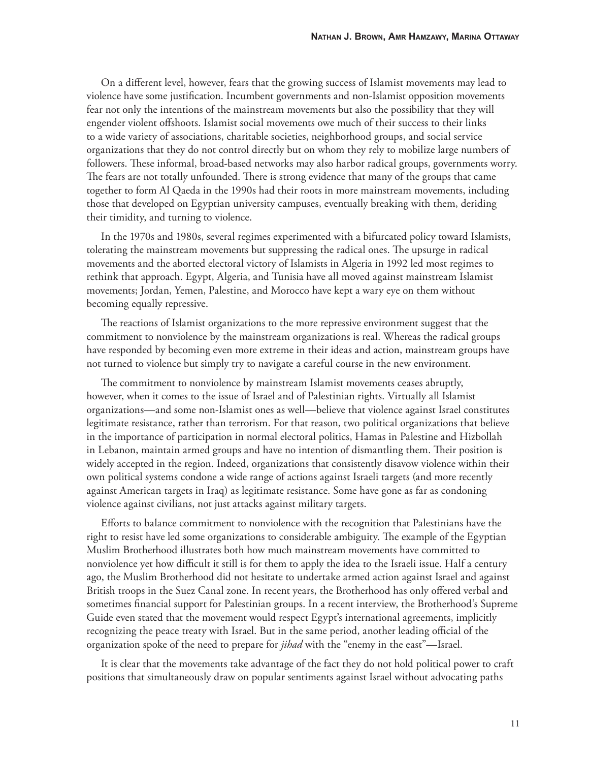On a different level, however, fears that the growing success of Islamist movements may lead to violence have some justification. Incumbent governments and non-Islamist opposition movements fear not only the intentions of the mainstream movements but also the possibility that they will engender violent offshoots. Islamist social movements owe much of their success to their links to a wide variety of associations, charitable societies, neighborhood groups, and social service organizations that they do not control directly but on whom they rely to mobilize large numbers of followers. These informal, broad-based networks may also harbor radical groups, governments worry. The fears are not totally unfounded. There is strong evidence that many of the groups that came together to form Al Qaeda in the 1990s had their roots in more mainstream movements, including those that developed on Egyptian university campuses, eventually breaking with them, deriding their timidity, and turning to violence.

In the 1970s and 1980s, several regimes experimented with a bifurcated policy toward Islamists, tolerating the mainstream movements but suppressing the radical ones. The upsurge in radical movements and the aborted electoral victory of Islamists in Algeria in 1992 led most regimes to rethink that approach. Egypt, Algeria, and Tunisia have all moved against mainstream Islamist movements; Jordan, Yemen, Palestine, and Morocco have kept a wary eye on them without becoming equally repressive.

The reactions of Islamist organizations to the more repressive environment suggest that the commitment to nonviolence by the mainstream organizations is real. Whereas the radical groups have responded by becoming even more extreme in their ideas and action, mainstream groups have not turned to violence but simply try to navigate a careful course in the new environment.

The commitment to nonviolence by mainstream Islamist movements ceases abruptly, however, when it comes to the issue of Israel and of Palestinian rights. Virtually all Islamist organizations—and some non-Islamist ones as well—believe that violence against Israel constitutes legitimate resistance, rather than terrorism. For that reason, two political organizations that believe in the importance of participation in normal electoral politics, Hamas in Palestine and Hizbollah in Lebanon, maintain armed groups and have no intention of dismantling them. Their position is widely accepted in the region. Indeed, organizations that consistently disavow violence within their own political systems condone a wide range of actions against Israeli targets (and more recently against American targets in Iraq) as legitimate resistance. Some have gone as far as condoning violence against civilians, not just attacks against military targets.

Efforts to balance commitment to nonviolence with the recognition that Palestinians have the right to resist have led some organizations to considerable ambiguity. The example of the Egyptian Muslim Brotherhood illustrates both how much mainstream movements have committed to nonviolence yet how difficult it still is for them to apply the idea to the Israeli issue. Half a century ago, the Muslim Brotherhood did not hesitate to undertake armed action against Israel and against British troops in the Suez Canal zone. In recent years, the Brotherhood has only offered verbal and sometimes financial support for Palestinian groups. In a recent interview, the Brotherhood's Supreme Guide even stated that the movement would respect Egypt's international agreements, implicitly recognizing the peace treaty with Israel. But in the same period, another leading official of the organization spoke of the need to prepare for *jihad* with the "enemy in the east"—Israel.

It is clear that the movements take advantage of the fact they do not hold political power to craft positions that simultaneously draw on popular sentiments against Israel without advocating paths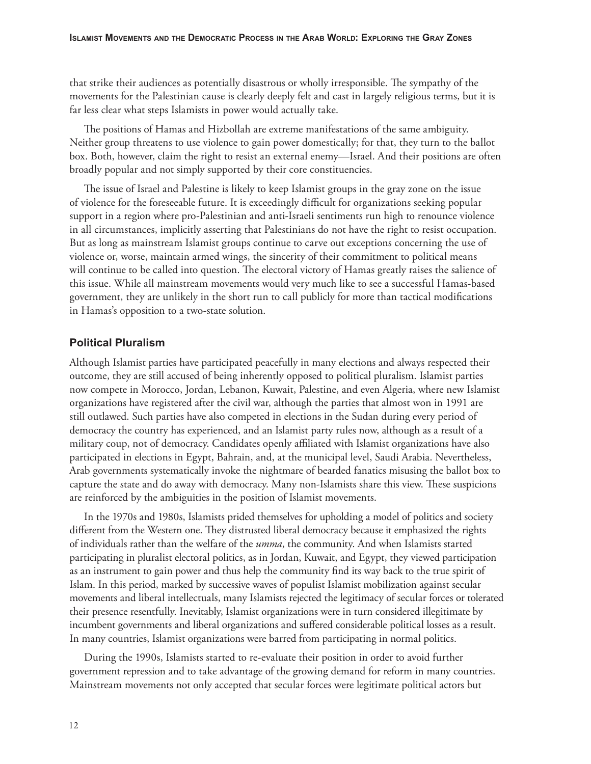that strike their audiences as potentially disastrous or wholly irresponsible. The sympathy of the movements for the Palestinian cause is clearly deeply felt and cast in largely religious terms, but it is far less clear what steps Islamists in power would actually take.

The positions of Hamas and Hizbollah are extreme manifestations of the same ambiguity. Neither group threatens to use violence to gain power domestically; for that, they turn to the ballot box. Both, however, claim the right to resist an external enemy—Israel. And their positions are often broadly popular and not simply supported by their core constituencies.

The issue of Israel and Palestine is likely to keep Islamist groups in the gray zone on the issue of violence for the foreseeable future. It is exceedingly difficult for organizations seeking popular support in a region where pro-Palestinian and anti-Israeli sentiments run high to renounce violence in all circumstances, implicitly asserting that Palestinians do not have the right to resist occupation. But as long as mainstream Islamist groups continue to carve out exceptions concerning the use of violence or, worse, maintain armed wings, the sincerity of their commitment to political means will continue to be called into question. The electoral victory of Hamas greatly raises the salience of this issue. While all mainstream movements would very much like to see a successful Hamas-based government, they are unlikely in the short run to call publicly for more than tactical modifications in Hamas's opposition to a two-state solution.

## Political Pluralism

Although Islamist parties have participated peacefully in many elections and always respected their outcome, they are still accused of being inherently opposed to political pluralism. Islamist parties now compete in Morocco, Jordan, Lebanon, Kuwait, Palestine, and even Algeria, where new Islamist organizations have registered after the civil war, although the parties that almost won in 1991 are still outlawed. Such parties have also competed in elections in the Sudan during every period of democracy the country has experienced, and an Islamist party rules now, although as a result of a military coup, not of democracy. Candidates openly affiliated with Islamist organizations have also participated in elections in Egypt, Bahrain, and, at the municipal level, Saudi Arabia. Nevertheless, Arab governments systematically invoke the nightmare of bearded fanatics misusing the ballot box to capture the state and do away with democracy. Many non-Islamists share this view. These suspicions are reinforced by the ambiguities in the position of Islamist movements.

In the 1970s and 1980s, Islamists prided themselves for upholding a model of politics and society different from the Western one. They distrusted liberal democracy because it emphasized the rights of individuals rather than the welfare of the *umma*, the community. And when Islamists started participating in pluralist electoral politics, as in Jordan, Kuwait, and Egypt, they viewed participation as an instrument to gain power and thus help the community find its way back to the true spirit of Islam. In this period, marked by successive waves of populist Islamist mobilization against secular movements and liberal intellectuals, many Islamists rejected the legitimacy of secular forces or tolerated their presence resentfully. Inevitably, Islamist organizations were in turn considered illegitimate by incumbent governments and liberal organizations and suffered considerable political losses as a result. In many countries, Islamist organizations were barred from participating in normal politics.

During the 1990s, Islamists started to re-evaluate their position in order to avoid further government repression and to take advantage of the growing demand for reform in many countries. Mainstream movements not only accepted that secular forces were legitimate political actors but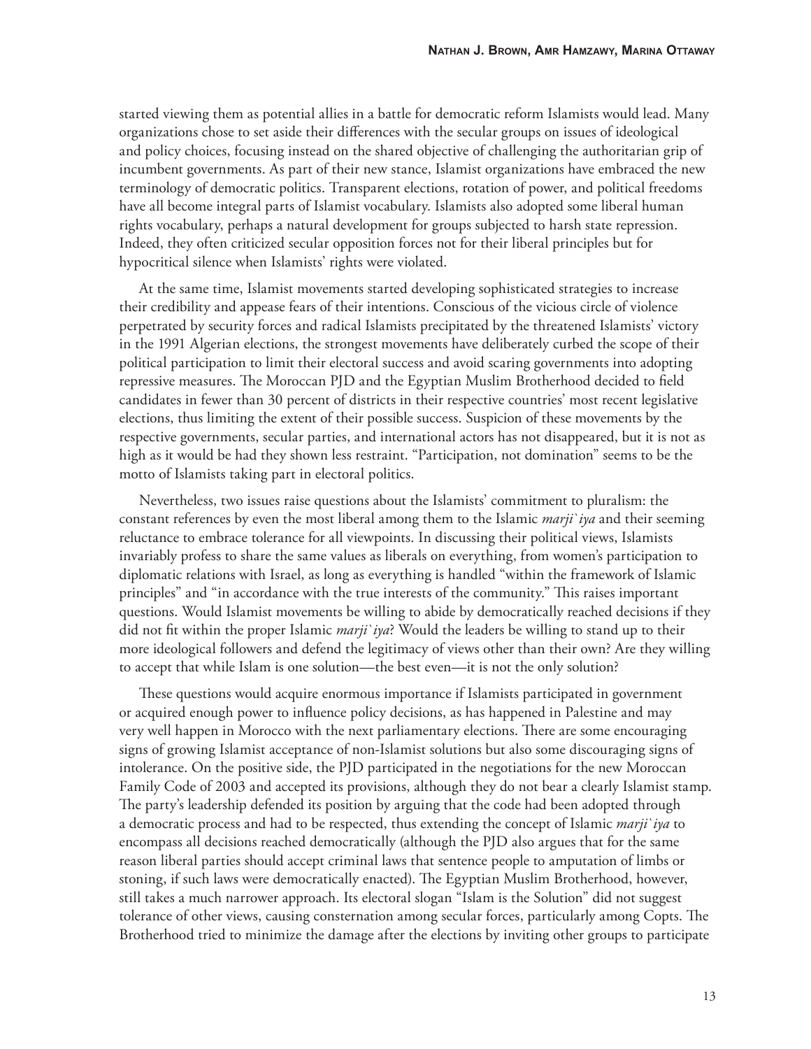started viewing them as potential allies in a battle for democratic reform Islamists would lead. Many organizations chose to set aside their differences with the secular groups on issues of ideological and policy choices, focusing instead on the shared objective of challenging the authoritarian grip of incumbent governments. As part of their new stance, Islamist organizations have embraced the new terminology of democratic politics. Transparent elections, rotation of power, and political freedoms have all become integral parts of Islamist vocabulary. Islamists also adopted some liberal human rights vocabulary, perhaps a natural development for groups subjected to harsh state repression. Indeed, they often criticized secular opposition forces not for their liberal principles but for hypocritical silence when Islamists' rights were violated.

At the same time, Islamist movements started developing sophisticated strategies to increase their credibility and appease fears of their intentions. Conscious of the vicious circle of violence perpetrated by security forces and radical Islamists precipitated by the threatened Islamists' victory in the 1991 Algerian elections, the strongest movements have deliberately curbed the scope of their political participation to limit their electoral success and avoid scaring governments into adopting repressive measures. The Moroccan PJD and the Egyptian Muslim Brotherhood decided to field candidates in fewer than 30 percent of districts in their respective countries' most recent legislative elections, thus limiting the extent of their possible success. Suspicion of these movements by the respective governments, secular parties, and international actors has not disappeared, but it is not as high as it would be had they shown less restraint. "Participation, not domination" seems to be the motto of Islamists taking part in electoral politics.

Nevertheless, two issues raise questions about the Islamists' commitment to pluralism: the constant references by even the most liberal among them to the Islamic *marji`iya* and their seeming reluctance to embrace tolerance for all viewpoints. In discussing their political views, Islamists invariably profess to share the same values as liberals on everything, from women's participation to diplomatic relations with Israel, as long as everything is handled "within the framework of Islamic principles" and "in accordance with the true interests of the community." This raises important questions. Would Islamist movements be willing to abide by democratically reached decisions if they did not fit within the proper Islamic *marji`iya*? Would the leaders be willing to stand up to their more ideological followers and defend the legitimacy of views other than their own? Are they willing to accept that while Islam is one solution—the best even—it is not the only solution?

These questions would acquire enormous importance if Islamists participated in government or acquired enough power to influence policy decisions, as has happened in Palestine and may very well happen in Morocco with the next parliamentary elections. There are some encouraging signs of growing Islamist acceptance of non-Islamist solutions but also some discouraging signs of intolerance. On the positive side, the PJD participated in the negotiations for the new Moroccan Family Code of 2003 and accepted its provisions, although they do not bear a clearly Islamist stamp. The party's leadership defended its position by arguing that the code had been adopted through a democratic process and had to be respected, thus extending the concept of Islamic *marji`iya* to encompass all decisions reached democratically (although the PJD also argues that for the same reason liberal parties should accept criminal laws that sentence people to amputation of limbs or stoning, if such laws were democratically enacted). The Egyptian Muslim Brotherhood, however, still takes a much narrower approach. Its electoral slogan "Islam is the Solution" did not suggest tolerance of other views, causing consternation among secular forces, particularly among Copts. The Brotherhood tried to minimize the damage after the elections by inviting other groups to participate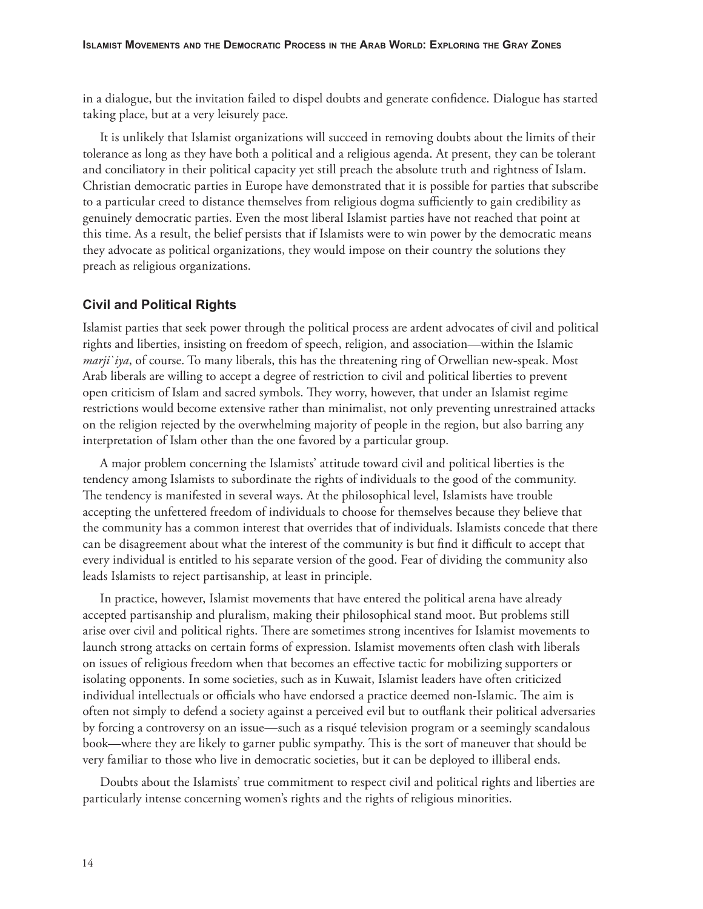in a dialogue, but the invitation failed to dispel doubts and generate confidence. Dialogue has started taking place, but at a very leisurely pace.

It is unlikely that Islamist organizations will succeed in removing doubts about the limits of their tolerance as long as they have both a political and a religious agenda. At present, they can be tolerant and conciliatory in their political capacity yet still preach the absolute truth and rightness of Islam. Christian democratic parties in Europe have demonstrated that it is possible for parties that subscribe to a particular creed to distance themselves from religious dogma sufficiently to gain credibility as genuinely democratic parties. Even the most liberal Islamist parties have not reached that point at this time. As a result, the belief persists that if Islamists were to win power by the democratic means they advocate as political organizations, they would impose on their country the solutions they preach as religious organizations.

### Civil and Political Rights

Islamist parties that seek power through the political process are ardent advocates of civil and political rights and liberties, insisting on freedom of speech, religion, and association—within the Islamic *marji`iya*, of course. To many liberals, this has the threatening ring of Orwellian new-speak. Most Arab liberals are willing to accept a degree of restriction to civil and political liberties to prevent open criticism of Islam and sacred symbols. They worry, however, that under an Islamist regime restrictions would become extensive rather than minimalist, not only preventing unrestrained attacks on the religion rejected by the overwhelming majority of people in the region, but also barring any interpretation of Islam other than the one favored by a particular group.

A major problem concerning the Islamists' attitude toward civil and political liberties is the tendency among Islamists to subordinate the rights of individuals to the good of the community. The tendency is manifested in several ways. At the philosophical level, Islamists have trouble accepting the unfettered freedom of individuals to choose for themselves because they believe that the community has a common interest that overrides that of individuals. Islamists concede that there can be disagreement about what the interest of the community is but find it difficult to accept that every individual is entitled to his separate version of the good. Fear of dividing the community also leads Islamists to reject partisanship, at least in principle.

In practice, however, Islamist movements that have entered the political arena have already accepted partisanship and pluralism, making their philosophical stand moot. But problems still arise over civil and political rights. There are sometimes strong incentives for Islamist movements to launch strong attacks on certain forms of expression. Islamist movements often clash with liberals on issues of religious freedom when that becomes an effective tactic for mobilizing supporters or isolating opponents. In some societies, such as in Kuwait, Islamist leaders have often criticized individual intellectuals or officials who have endorsed a practice deemed non-Islamic. The aim is often not simply to defend a society against a perceived evil but to outflank their political adversaries by forcing a controversy on an issue—such as a risqué television program or a seemingly scandalous book—where they are likely to garner public sympathy. This is the sort of maneuver that should be very familiar to those who live in democratic societies, but it can be deployed to illiberal ends.

Doubts about the Islamists' true commitment to respect civil and political rights and liberties are particularly intense concerning women's rights and the rights of religious minorities.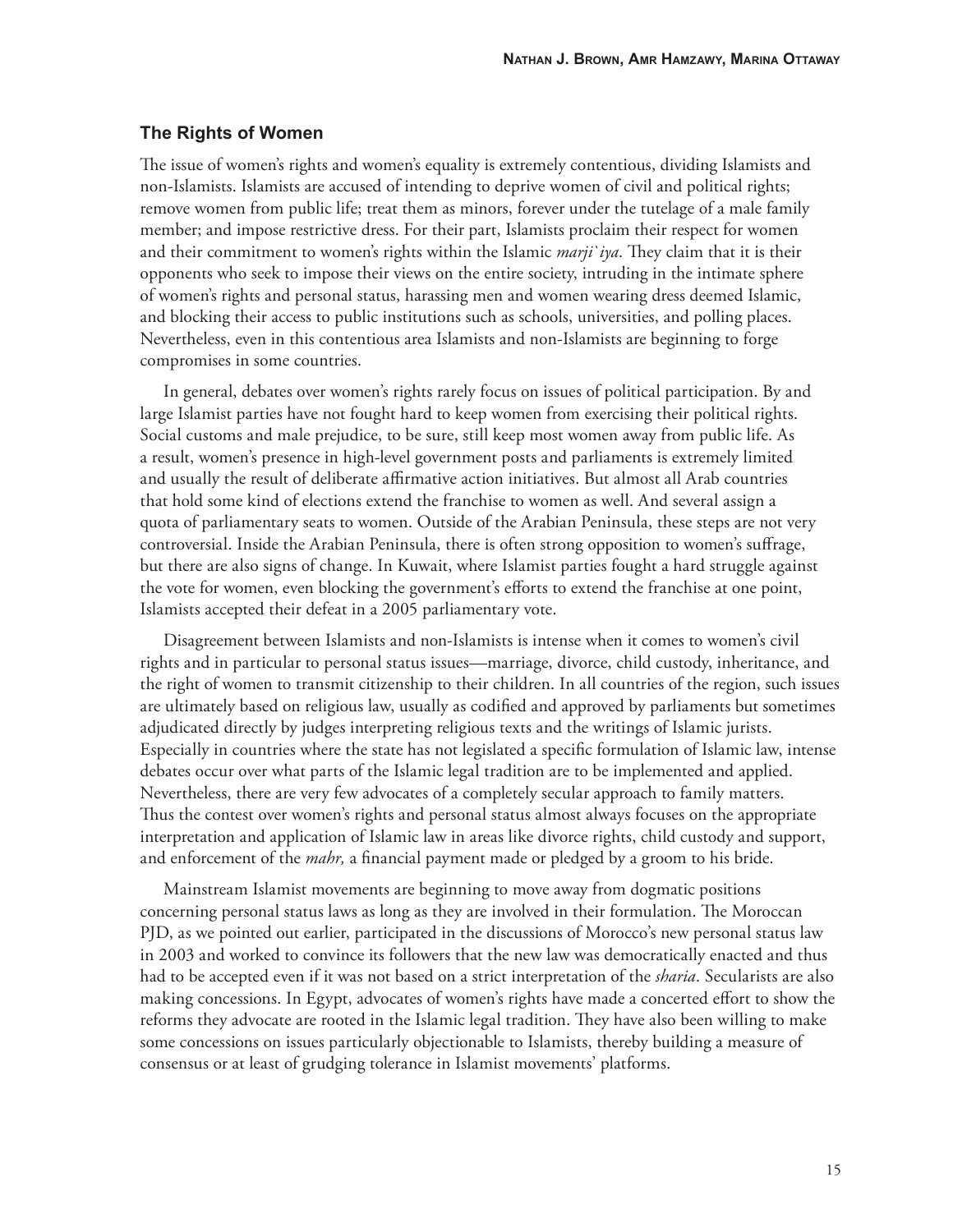### The Rights of Women

The issue of women's rights and women's equality is extremely contentious, dividing Islamists and non-Islamists. Islamists are accused of intending to deprive women of civil and political rights; remove women from public life; treat them as minors, forever under the tutelage of a male family member; and impose restrictive dress. For their part, Islamists proclaim their respect for women and their commitment to women's rights within the Islamic *marji`iya*. They claim that it is their opponents who seek to impose their views on the entire society, intruding in the intimate sphere of women's rights and personal status, harassing men and women wearing dress deemed Islamic, and blocking their access to public institutions such as schools, universities, and polling places. Nevertheless, even in this contentious area Islamists and non-Islamists are beginning to forge compromises in some countries.

In general, debates over women's rights rarely focus on issues of political participation. By and large Islamist parties have not fought hard to keep women from exercising their political rights. Social customs and male prejudice, to be sure, still keep most women away from public life. As a result, women's presence in high-level government posts and parliaments is extremely limited and usually the result of deliberate affirmative action initiatives. But almost all Arab countries that hold some kind of elections extend the franchise to women as well. And several assign a quota of parliamentary seats to women. Outside of the Arabian Peninsula, these steps are not very controversial. Inside the Arabian Peninsula, there is often strong opposition to women's suffrage, but there are also signs of change. In Kuwait, where Islamist parties fought a hard struggle against the vote for women, even blocking the government's efforts to extend the franchise at one point, Islamists accepted their defeat in a 2005 parliamentary vote.

Disagreement between Islamists and non-Islamists is intense when it comes to women's civil rights and in particular to personal status issues—marriage, divorce, child custody, inheritance, and the right of women to transmit citizenship to their children. In all countries of the region, such issues are ultimately based on religious law, usually as codified and approved by parliaments but sometimes adjudicated directly by judges interpreting religious texts and the writings of Islamic jurists. Especially in countries where the state has not legislated a specific formulation of Islamic law, intense debates occur over what parts of the Islamic legal tradition are to be implemented and applied. Nevertheless, there are very few advocates of a completely secular approach to family matters. Thus the contest over women's rights and personal status almost always focuses on the appropriate interpretation and application of Islamic law in areas like divorce rights, child custody and support, and enforcement of the *mahr,* a financial payment made or pledged by a groom to his bride.

Mainstream Islamist movements are beginning to move away from dogmatic positions concerning personal status laws as long as they are involved in their formulation. The Moroccan PJD, as we pointed out earlier, participated in the discussions of Morocco's new personal status law in 2003 and worked to convince its followers that the new law was democratically enacted and thus had to be accepted even if it was not based on a strict interpretation of the *sharia*. Secularists are also making concessions. In Egypt, advocates of women's rights have made a concerted effort to show the reforms they advocate are rooted in the Islamic legal tradition. They have also been willing to make some concessions on issues particularly objectionable to Islamists, thereby building a measure of consensus or at least of grudging tolerance in Islamist movements' platforms.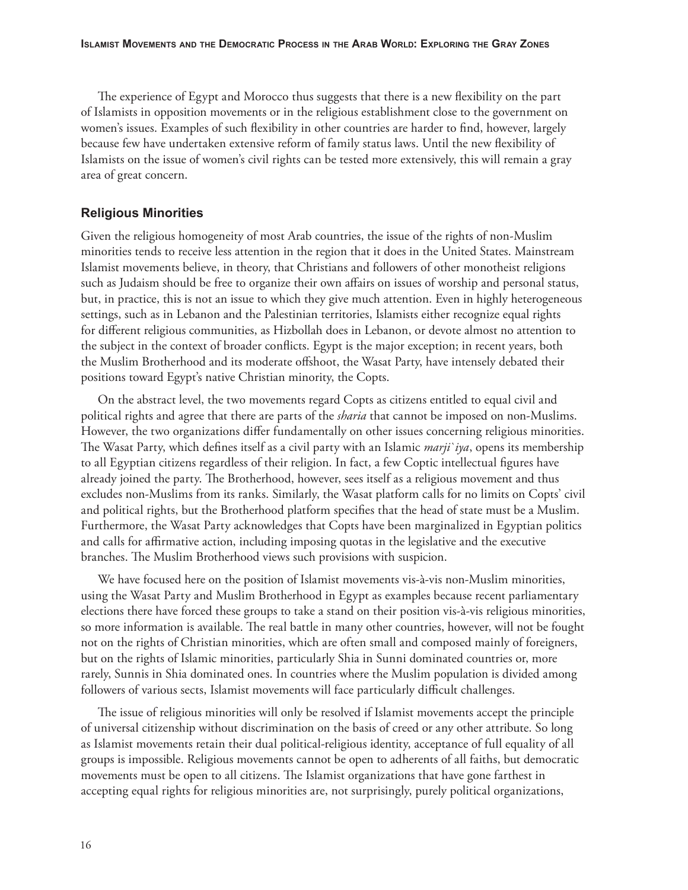The experience of Egypt and Morocco thus suggests that there is a new flexibility on the part of Islamists in opposition movements or in the religious establishment close to the government on women's issues. Examples of such flexibility in other countries are harder to find, however, largely because few have undertaken extensive reform of family status laws. Until the new flexibility of Islamists on the issue of women's civil rights can be tested more extensively, this will remain a gray area of great concern.

### Religious Minorities

Given the religious homogeneity of most Arab countries, the issue of the rights of non-Muslim minorities tends to receive less attention in the region that it does in the United States. Mainstream Islamist movements believe, in theory, that Christians and followers of other monotheist religions such as Judaism should be free to organize their own affairs on issues of worship and personal status, but, in practice, this is not an issue to which they give much attention. Even in highly heterogeneous settings, such as in Lebanon and the Palestinian territories, Islamists either recognize equal rights for different religious communities, as Hizbollah does in Lebanon, or devote almost no attention to the subject in the context of broader conflicts. Egypt is the major exception; in recent years, both the Muslim Brotherhood and its moderate offshoot, the Wasat Party, have intensely debated their positions toward Egypt's native Christian minority, the Copts.

On the abstract level, the two movements regard Copts as citizens entitled to equal civil and political rights and agree that there are parts of the *sharia* that cannot be imposed on non-Muslims. However, the two organizations differ fundamentally on other issues concerning religious minorities. The Wasat Party, which defines itself as a civil party with an Islamic *marji`iya*, opens its membership to all Egyptian citizens regardless of their religion. In fact, a few Coptic intellectual figures have already joined the party. The Brotherhood, however, sees itself as a religious movement and thus excludes non-Muslims from its ranks. Similarly, the Wasat platform calls for no limits on Copts' civil and political rights, but the Brotherhood platform specifies that the head of state must be a Muslim. Furthermore, the Wasat Party acknowledges that Copts have been marginalized in Egyptian politics and calls for affirmative action, including imposing quotas in the legislative and the executive branches. The Muslim Brotherhood views such provisions with suspicion.

We have focused here on the position of Islamist movements vis-à-vis non-Muslim minorities, using the Wasat Party and Muslim Brotherhood in Egypt as examples because recent parliamentary elections there have forced these groups to take a stand on their position vis-à-vis religious minorities, so more information is available. The real battle in many other countries, however, will not be fought not on the rights of Christian minorities, which are often small and composed mainly of foreigners, but on the rights of Islamic minorities, particularly Shia in Sunni dominated countries or, more rarely, Sunnis in Shia dominated ones. In countries where the Muslim population is divided among followers of various sects, Islamist movements will face particularly difficult challenges.

The issue of religious minorities will only be resolved if Islamist movements accept the principle of universal citizenship without discrimination on the basis of creed or any other attribute. So long as Islamist movements retain their dual political-religious identity, acceptance of full equality of all groups is impossible. Religious movements cannot be open to adherents of all faiths, but democratic movements must be open to all citizens. The Islamist organizations that have gone farthest in accepting equal rights for religious minorities are, not surprisingly, purely political organizations,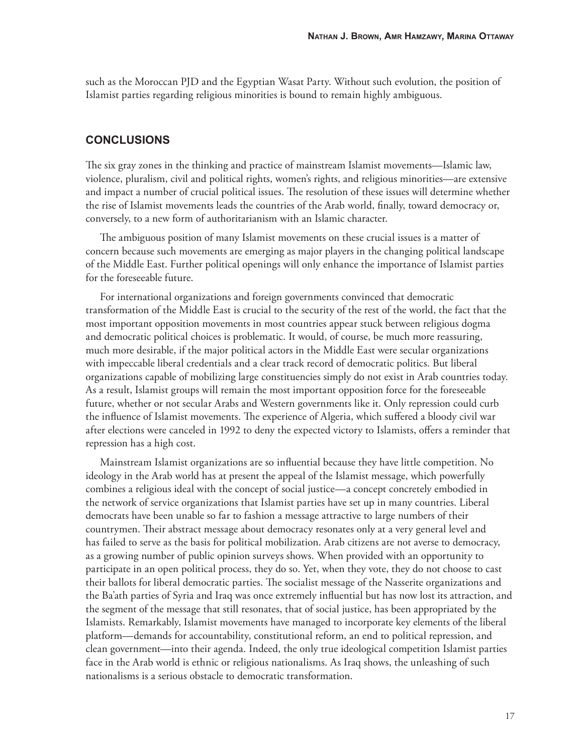such as the Moroccan PJD and the Egyptian Wasat Party. Without such evolution, the position of Islamist parties regarding religious minorities is bound to remain highly ambiguous.

## CONCLUSIONS

The six gray zones in the thinking and practice of mainstream Islamist movements—Islamic law, violence, pluralism, civil and political rights, women's rights, and religious minorities—are extensive and impact a number of crucial political issues. The resolution of these issues will determine whether the rise of Islamist movements leads the countries of the Arab world, finally, toward democracy or, conversely, to a new form of authoritarianism with an Islamic character.

The ambiguous position of many Islamist movements on these crucial issues is a matter of concern because such movements are emerging as major players in the changing political landscape of the Middle East. Further political openings will only enhance the importance of Islamist parties for the foreseeable future.

For international organizations and foreign governments convinced that democratic transformation of the Middle East is crucial to the security of the rest of the world, the fact that the most important opposition movements in most countries appear stuck between religious dogma and democratic political choices is problematic. It would, of course, be much more reassuring, much more desirable, if the major political actors in the Middle East were secular organizations with impeccable liberal credentials and a clear track record of democratic politics. But liberal organizations capable of mobilizing large constituencies simply do not exist in Arab countries today. As a result, Islamist groups will remain the most important opposition force for the foreseeable future, whether or not secular Arabs and Western governments like it. Only repression could curb the influence of Islamist movements. The experience of Algeria, which suffered a bloody civil war after elections were canceled in 1992 to deny the expected victory to Islamists, offers a reminder that repression has a high cost.

Mainstream Islamist organizations are so influential because they have little competition. No ideology in the Arab world has at present the appeal of the Islamist message, which powerfully combines a religious ideal with the concept of social justice—a concept concretely embodied in the network of service organizations that Islamist parties have set up in many countries. Liberal democrats have been unable so far to fashion a message attractive to large numbers of their countrymen. Their abstract message about democracy resonates only at a very general level and has failed to serve as the basis for political mobilization. Arab citizens are not averse to democracy, as a growing number of public opinion surveys shows. When provided with an opportunity to participate in an open political process, they do so. Yet, when they vote, they do not choose to cast their ballots for liberal democratic parties. The socialist message of the Nasserite organizations and the Ba'ath parties of Syria and Iraq was once extremely influential but has now lost its attraction, and the segment of the message that still resonates, that of social justice, has been appropriated by the Islamists. Remarkably, Islamist movements have managed to incorporate key elements of the liberal platform—demands for accountability, constitutional reform, an end to political repression, and clean government—into their agenda. Indeed, the only true ideological competition Islamist parties face in the Arab world is ethnic or religious nationalisms. As Iraq shows, the unleashing of such nationalisms is a serious obstacle to democratic transformation.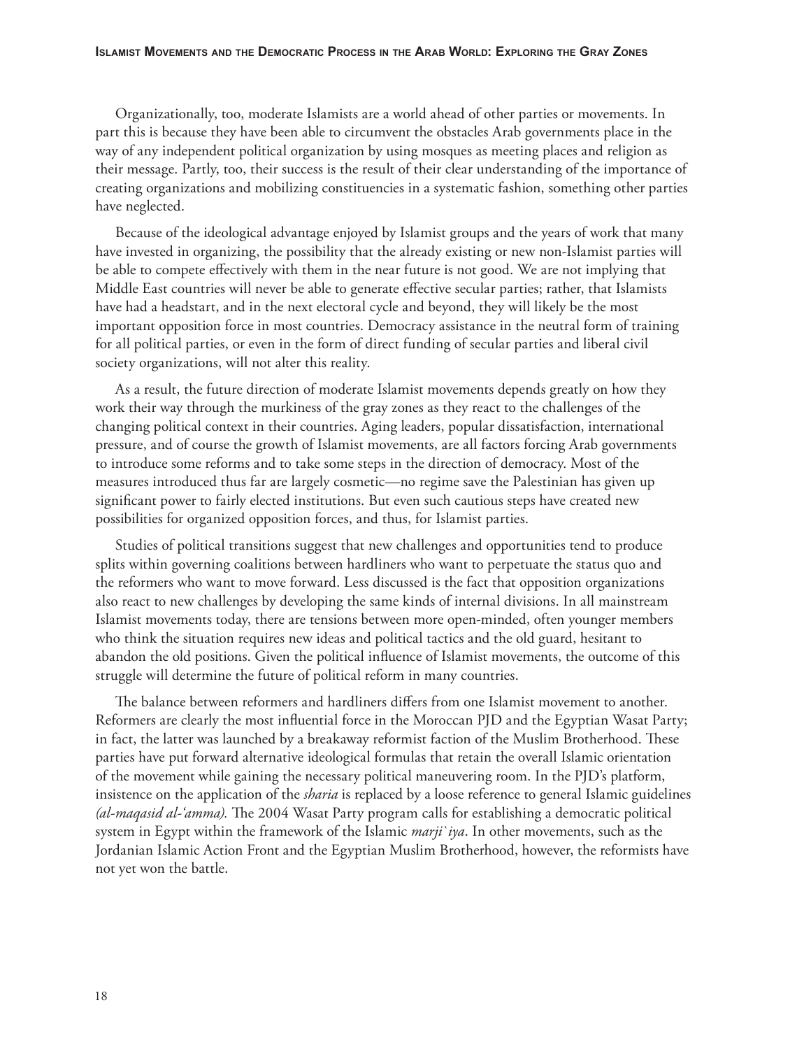Organizationally, too, moderate Islamists are a world ahead of other parties or movements. In part this is because they have been able to circumvent the obstacles Arab governments place in the way of any independent political organization by using mosques as meeting places and religion as their message. Partly, too, their success is the result of their clear understanding of the importance of creating organizations and mobilizing constituencies in a systematic fashion, something other parties have neglected.

Because of the ideological advantage enjoyed by Islamist groups and the years of work that many have invested in organizing, the possibility that the already existing or new non-Islamist parties will be able to compete effectively with them in the near future is not good. We are not implying that Middle East countries will never be able to generate effective secular parties; rather, that Islamists have had a headstart, and in the next electoral cycle and beyond, they will likely be the most important opposition force in most countries. Democracy assistance in the neutral form of training for all political parties, or even in the form of direct funding of secular parties and liberal civil society organizations, will not alter this reality.

As a result, the future direction of moderate Islamist movements depends greatly on how they work their way through the murkiness of the gray zones as they react to the challenges of the changing political context in their countries. Aging leaders, popular dissatisfaction, international pressure, and of course the growth of Islamist movements, are all factors forcing Arab governments to introduce some reforms and to take some steps in the direction of democracy. Most of the measures introduced thus far are largely cosmetic—no regime save the Palestinian has given up significant power to fairly elected institutions. But even such cautious steps have created new possibilities for organized opposition forces, and thus, for Islamist parties.

Studies of political transitions suggest that new challenges and opportunities tend to produce splits within governing coalitions between hardliners who want to perpetuate the status quo and the reformers who want to move forward. Less discussed is the fact that opposition organizations also react to new challenges by developing the same kinds of internal divisions. In all mainstream Islamist movements today, there are tensions between more open-minded, often younger members who think the situation requires new ideas and political tactics and the old guard, hesitant to abandon the old positions. Given the political influence of Islamist movements, the outcome of this struggle will determine the future of political reform in many countries.

The balance between reformers and hardliners differs from one Islamist movement to another. Reformers are clearly the most influential force in the Moroccan PJD and the Egyptian Wasat Party; in fact, the latter was launched by a breakaway reformist faction of the Muslim Brotherhood. These parties have put forward alternative ideological formulas that retain the overall Islamic orientation of the movement while gaining the necessary political maneuvering room. In the PJD's platform, insistence on the application of the *sharia* is replaced by a loose reference to general Islamic guidelines *(al-maqasid al-'amma).* The 2004 Wasat Party program calls for establishing a democratic political system in Egypt within the framework of the Islamic *marji`iya*. In other movements, such as the Jordanian Islamic Action Front and the Egyptian Muslim Brotherhood, however, the reformists have not yet won the battle.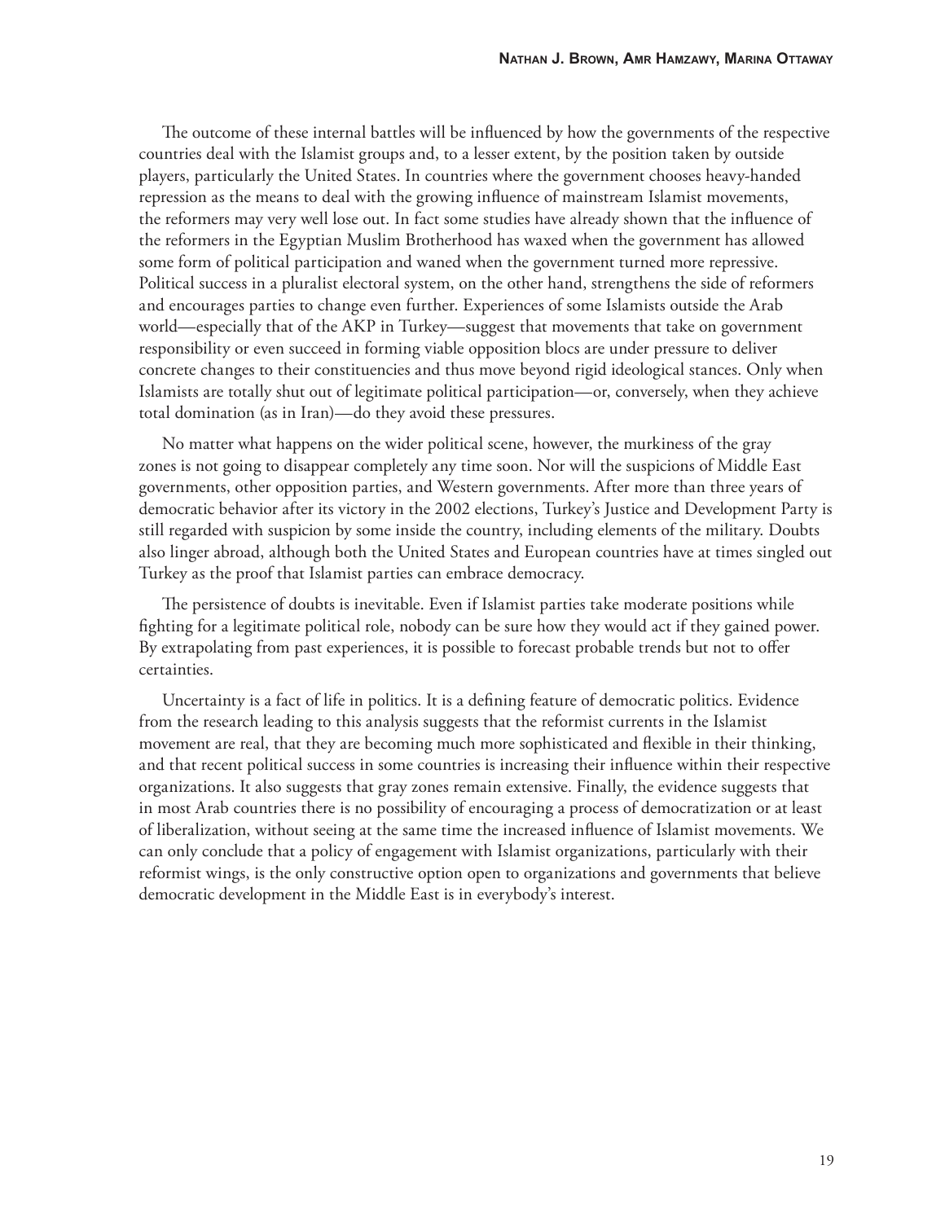The outcome of these internal battles will be influenced by how the governments of the respective countries deal with the Islamist groups and, to a lesser extent, by the position taken by outside players, particularly the United States. In countries where the government chooses heavy-handed repression as the means to deal with the growing influence of mainstream Islamist movements, the reformers may very well lose out. In fact some studies have already shown that the influence of the reformers in the Egyptian Muslim Brotherhood has waxed when the government has allowed some form of political participation and waned when the government turned more repressive. Political success in a pluralist electoral system, on the other hand, strengthens the side of reformers and encourages parties to change even further. Experiences of some Islamists outside the Arab world—especially that of the AKP in Turkey—suggest that movements that take on government responsibility or even succeed in forming viable opposition blocs are under pressure to deliver concrete changes to their constituencies and thus move beyond rigid ideological stances. Only when Islamists are totally shut out of legitimate political participation—or, conversely, when they achieve total domination (as in Iran)—do they avoid these pressures.

No matter what happens on the wider political scene, however, the murkiness of the gray zones is not going to disappear completely any time soon. Nor will the suspicions of Middle East governments, other opposition parties, and Western governments. After more than three years of democratic behavior after its victory in the 2002 elections, Turkey's Justice and Development Party is still regarded with suspicion by some inside the country, including elements of the military. Doubts also linger abroad, although both the United States and European countries have at times singled out Turkey as the proof that Islamist parties can embrace democracy.

The persistence of doubts is inevitable. Even if Islamist parties take moderate positions while fighting for a legitimate political role, nobody can be sure how they would act if they gained power. By extrapolating from past experiences, it is possible to forecast probable trends but not to offer certainties.

Uncertainty is a fact of life in politics. It is a defining feature of democratic politics. Evidence from the research leading to this analysis suggests that the reformist currents in the Islamist movement are real, that they are becoming much more sophisticated and flexible in their thinking, and that recent political success in some countries is increasing their influence within their respective organizations. It also suggests that gray zones remain extensive. Finally, the evidence suggests that in most Arab countries there is no possibility of encouraging a process of democratization or at least of liberalization, without seeing at the same time the increased influence of Islamist movements. We can only conclude that a policy of engagement with Islamist organizations, particularly with their reformist wings, is the only constructive option open to organizations and governments that believe democratic development in the Middle East is in everybody's interest.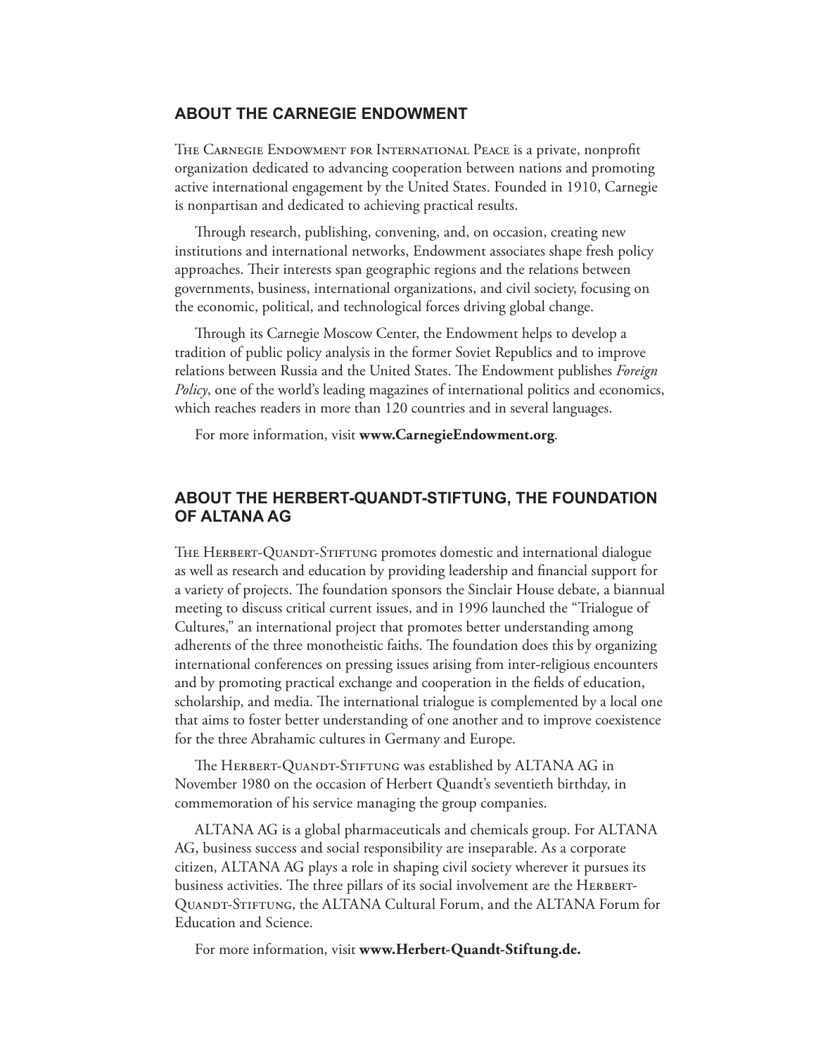## ABOUT THE CARNEGIE ENDOWMENT

The Carnegie Endowment for International Peace is a private, nonprofit organization dedicated to advancing cooperation between nations and promoting active international engagement by the United States. Founded in 1910, Carnegie is nonpartisan and dedicated to achieving practical results.

Through research, publishing, convening, and, on occasion, creating new institutions and international networks, Endowment associates shape fresh policy approaches. Their interests span geographic regions and the relations between governments, business, international organizations, and civil society, focusing on the economic, political, and technological forces driving global change.

Through its Carnegie Moscow Center, the Endowment helps to develop a tradition of public policy analysis in the former Soviet Republics and to improve relations between Russia and the United States. The Endowment publishes *Foreign Policy*, one of the world's leading magazines of international politics and economics, which reaches readers in more than 120 countries and in several languages.

For more information, visit **www.CarnegieEndowment.org**.

## ABOUT THE HERBERT-QUANDT-STIFTUNG, THE FOUNDATION OF ALTANA AG

The Herbert-Quandt-Stiftung promotes domestic and international dialogue as well as research and education by providing leadership and financial support for a variety of projects. The foundation sponsors the Sinclair House debate, a biannual meeting to discuss critical current issues, and in 1996 launched the "Trialogue of Cultures," an international project that promotes better understanding among adherents of the three monotheistic faiths. The foundation does this by organizing international conferences on pressing issues arising from inter-religious encounters and by promoting practical exchange and cooperation in the fields of education, scholarship, and media. The international trialogue is complemented by a local one that aims to foster better understanding of one another and to improve coexistence for the three Abrahamic cultures in Germany and Europe.

The Herbert-Quandt-Stiftung was established by ALTANA AG in November 1980 on the occasion of Herbert Quandt's seventieth birthday, in commemoration of his service managing the group companies.

ALTANA AG is a global pharmaceuticals and chemicals group. For ALTANA AG, business success and social responsibility are inseparable. As a corporate citizen, ALTANA AG plays a role in shaping civil society wherever it pursues its business activities. The three pillars of its social involvement are the Herbert-Quandt-Stiftung, the ALTANA Cultural Forum, and the ALTANA Forum for Education and Science.

For more information, visit **www.Herbert-Quandt-Stiftung.de.**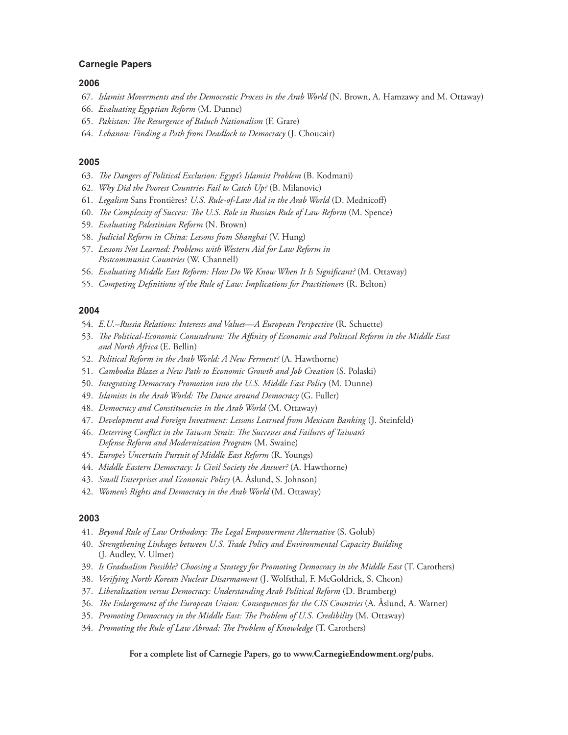**Carnegie Papers**

**2006**

67. *Islamist Moverments and the Democratic Process in the Arab World* (N. Brown, A. Hamzawy and M. Ottaway)
66. *Evaluating Egyptian Reform* (M. Dunne)
65. *Pakistan: The Resurgence of Baluch Nationalism* (F. Grare)
64. *Lebanon: Finding a Path from Deadlock to Democracy* (J. Choucair)

**2005**

63. *The Dangers of Political Exclusion: Egypt's Islamist Problem* (B. Kodmani)
62. *Why Did the Poorest Countries Fail to Catch Up?* (B. Milanovic)
61. *Legalism* Sans Frontières? *U.S. Rule-of-Law Aid in the Arab World* (D. Mednicoff)
60. *The Complexity of Success: The U.S. Role in Russian Rule of Law Reform* (M. Spence)
59. *Evaluating Palestinian Reform* (N. Brown)
58. *Judicial Reform in China: Lessons from Shanghai* (V. Hung)
57. *Lessons Not Learned: Problems with Western Aid for Law Reform in Postcommunist Countries* (W. Channell)
56. *Evaluating Middle East Reform: How Do We Know When It Is Significant?* (M. Ottaway)
55. *Competing Definitions of the Rule of Law: Implications for Practitioners* (R. Belton)

**2004**

54. *E.U.–Russia Relations: Interests and Values—A European Perspective* (R. Schuette)
53. *The Political-Economic Conundrum: The Affinity of Economic and Political Reform in the Middle East and North Africa* (E. Bellin)
52. *Political Reform in the Arab World: A New Ferment?* (A. Hawthorne)
51. *Cambodia Blazes a New Path to Economic Growth and Job Creation* (S. Polaski)
50. *Integrating Democracy Promotion into the U.S. Middle East Policy* (M. Dunne)
49. *Islamists in the Arab World: The Dance around Democracy* (G. Fuller)
48. *Democracy and Constituencies in the Arab World* (M. Ottaway)
47. *Development and Foreign Investment: Lessons Learned from Mexican Banking* (J. Steinfeld)
46. *Deterring Conflict in the Taiwan Strait: The Successes and Failures of Taiwan's Defense Reform and Modernization Program* (M. Swaine)
45. *Europe's Uncertain Pursuit of Middle East Reform* (R. Youngs)
44. *Middle Eastern Democracy: Is Civil Society the Answer?* (A. Hawthorne)
43. *Small Enterprises and Economic Policy* (A. Åslund, S. Johnson)
42. *Women's Rights and Democracy in the Arab World* (M. Ottaway)

**2003**

41. *Beyond Rule of Law Orthodoxy: The Legal Empowerment Alternative* (S. Golub)
40. *Strengthening Linkages between U.S. Trade Policy and Environmental Capacity Building* (J. Audley, V. Ulmer)
39. *Is Gradualism Possible? Choosing a Strategy for Promoting Democracy in the Middle East* (T. Carothers)
38. *Verifying North Korean Nuclear Disarmament* (J. Wolfsthal, F. McGoldrick, S. Cheon)
37. *Liberalization versus Democracy: Understanding Arab Political Reform* (D. Brumberg)
36. *The Enlargement of the European Union: Consequences for the CIS Countries* (A. Åslund, A. Warner)
35. *Promoting Democracy in the Middle East: The Problem of U.S. Credibility* (M. Ottaway)
34. *Promoting the Rule of Law Abroad: The Problem of Knowledge* (T. Carothers)

**For a complete list of Carnegie Papers, go to www.CarnegieEndowment.org/pubs.**